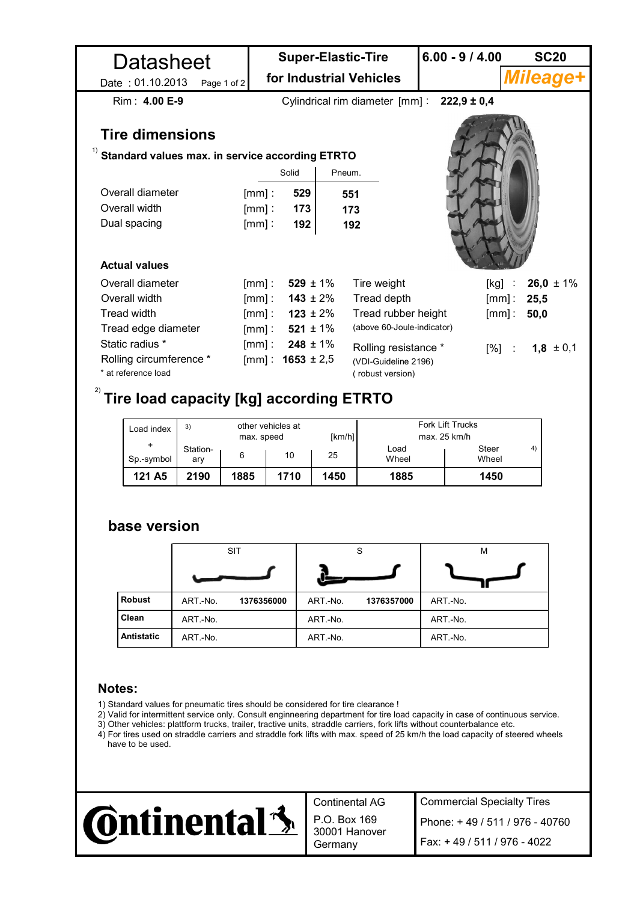# Datasheet

Date : 01.10.2013

**Super-Elastic-Tire for Industrial Vehicles**

**6.00 - 9 / 4.00** **SC20** ***Mileage+***

Rim : **4.00 E-9** Cylindrical rim diameter [mm] : **222,9 ± 0,4**

## Tire dimensions

### 1) Standard values max. in service according ETRTO

| | | Solid | Pneum. |
|---|---|---|---|
| Overall diameter | [mm] : | **529** | **551** |
| Overall width | [mm] : | **173** | **173** |
| Dual spacing | [mm] : | **192** | **192** |

### Actual values

| | | | | | |
|---|---|---|---|---|---|
| Overall diameter | [mm] : | **529** ± 1% | Tire weight | [kg] : | **26,0** ± 1% |
| Overall width | [mm] : | **143** ± 2% | Tread depth | [mm] : | **25,5** |
| Tread width | [mm] : | **123** ± 2% | Tread rubber height | [mm] : | **50,0** |
| Tread edge diameter | [mm] : | **521** ± 1% | (above 60-Joule-indicator) | | |
| Static radius * | [mm] : | **248** ± 1% | Rolling resistance * | [%] : | **1,8** ± 0,1 |
| Rolling circumference * | [mm] : | **1653** ± 2,5 | (VDI-Guideline 2196) ( robust version) | | |

\* at reference load

## 2) Tire load capacity [kg] according ETRTO

| Load index + Sp.-symbol | 3) other vehicles at max. speed [km/h] | | | | Fork Lift Trucks max. 25 km/h | |
|---|---|---|---|---|---|---|
| | Station-ary | 6 | 10 | 25 | Load Wheel | Steer Wheel 4) |
| **121 A5** | **2190** | **1885** | **1710** | **1450** | **1885** | **1450** |

## base version

| | SIT | S | M |
|---|---|---|---|
| **Robust** | ART.-No. **1376356000** | ART.-No. **1376357000** | ART.-No. |
| **Clean** | ART.-No. | ART.-No. | ART.-No. |
| **Antistatic** | ART.-No. | ART.-No. | ART.-No. |

## Notes:

1) Standard values for pneumatic tires should be considered for tire clearance !
2) Valid for intermittent service only. Consult engineering department for tire load capacity in case of continuous service.
3) Other vehicles: plattform trucks, trailer, tractive units, straddle carriers, fork lifts without counterbalance etc.
4) For tires used on straddle carriers and straddle fork lifts with max. speed of 25 km/h the load capacity of steered wheels have to be used.

Continental

Continental AG
P.O. Box 169
30001 Hanover
Germany

Commercial Specialty Tires
Phone: + 49 / 511 / 976 - 40760
Fax: + 49 / 511 / 976 - 4022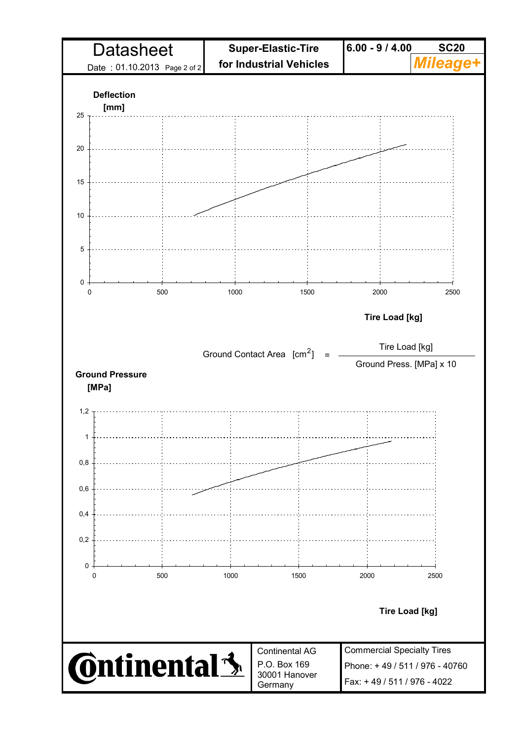# Datasheet

Date : 01.10.2013

**Super-Elastic-Tire for Industrial Vehicles**

**6.00 - 9 / 4.00** **SC20**

*Mileage+*

**Deflection**
**[mm]**

25
20
15
10
5
0

0 500 1000 1500 2000 2500

**Tire Load [kg]**

$$\text{Ground Contact Area } [cm^2] = \frac{\text{Tire Load [kg]}}{\text{Ground Press. [MPa] x 10}}$$

**Ground Pressure**
**[MPa]**

1,2
1
0,8
0,6
0,4
0,2
0

0 500 1000 1500 2000 2500

**Tire Load [kg]**

Continental

Continental AG
P.O. Box 169
30001 Hanover
Germany

Commercial Specialty Tires
Phone: + 49 / 511 / 976 - 40760
Fax: + 49 / 511 / 976 - 4022